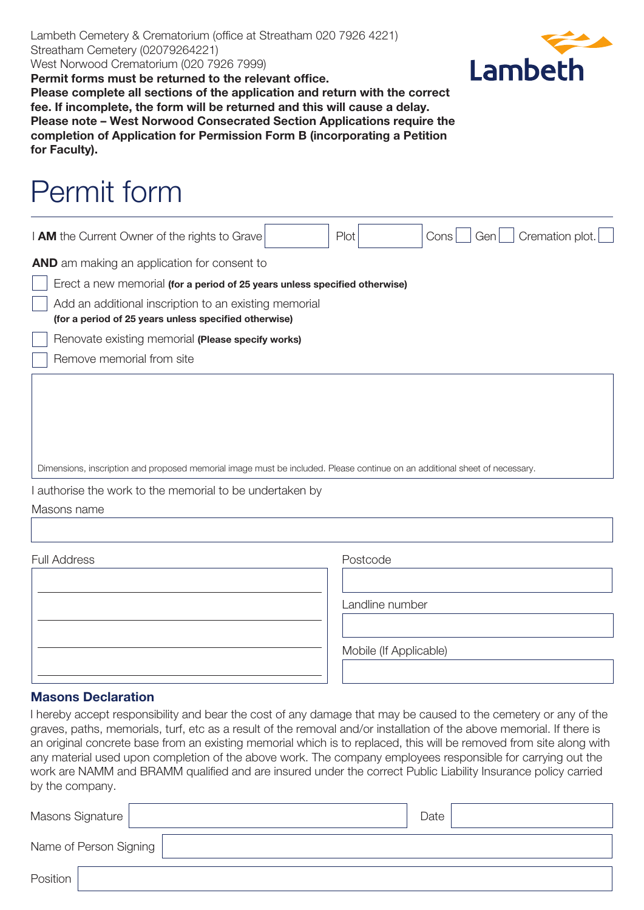Lambeth Cemetery & Crematorium (office at Streatham 020 7926 4221)
Streatham Cemetery (02079264221)
West Norwood Crematorium (020 7926 7999)

**Permit forms must be returned to the relevant office.**
**Please complete all sections of the application and return with the correct fee. If incomplete, the form will be returned and this will cause a delay.**
**Please note – West Norwood Consecrated Section Applications require the completion of Application for Permission Form B (incorporating a Petition for Faculty).**

Lambeth

# Permit form

I **AM** the Current Owner of the rights to Grave ______ Plot ______ Cons ☐ Gen ☐ Cremation plot. ☐

**AND** am making an application for consent to

- ☐ Erect a new memorial **(for a period of 25 years unless specified otherwise)**
- ☐ Add an additional inscription to an existing memorial **(for a period of 25 years unless specified otherwise)**
- ☐ Renovate existing memorial **(Please specify works)**
- ☐ Remove memorial from site

Dimensions, inscription and proposed memorial image must be included. Please continue on an additional sheet of necessary.

I authorise the work to the memorial to be undertaken by

Masons name

Full Address

Postcode

Landline number

Mobile (If Applicable)

### Masons Declaration

I hereby accept responsibility and bear the cost of any damage that may be caused to the cemetery or any of the graves, paths, memorials, turf, etc as a result of the removal and/or installation of the above memorial. If there is an original concrete base from an existing memorial which is to replaced, this will be removed from site along with any material used upon completion of the above work. The company employees responsible for carrying out the work are NAMM and BRAMM qualified and are insured under the correct Public Liability Insurance policy carried by the company.

Masons Signature ______ Date ______

Name of Person Signing ______

Position ______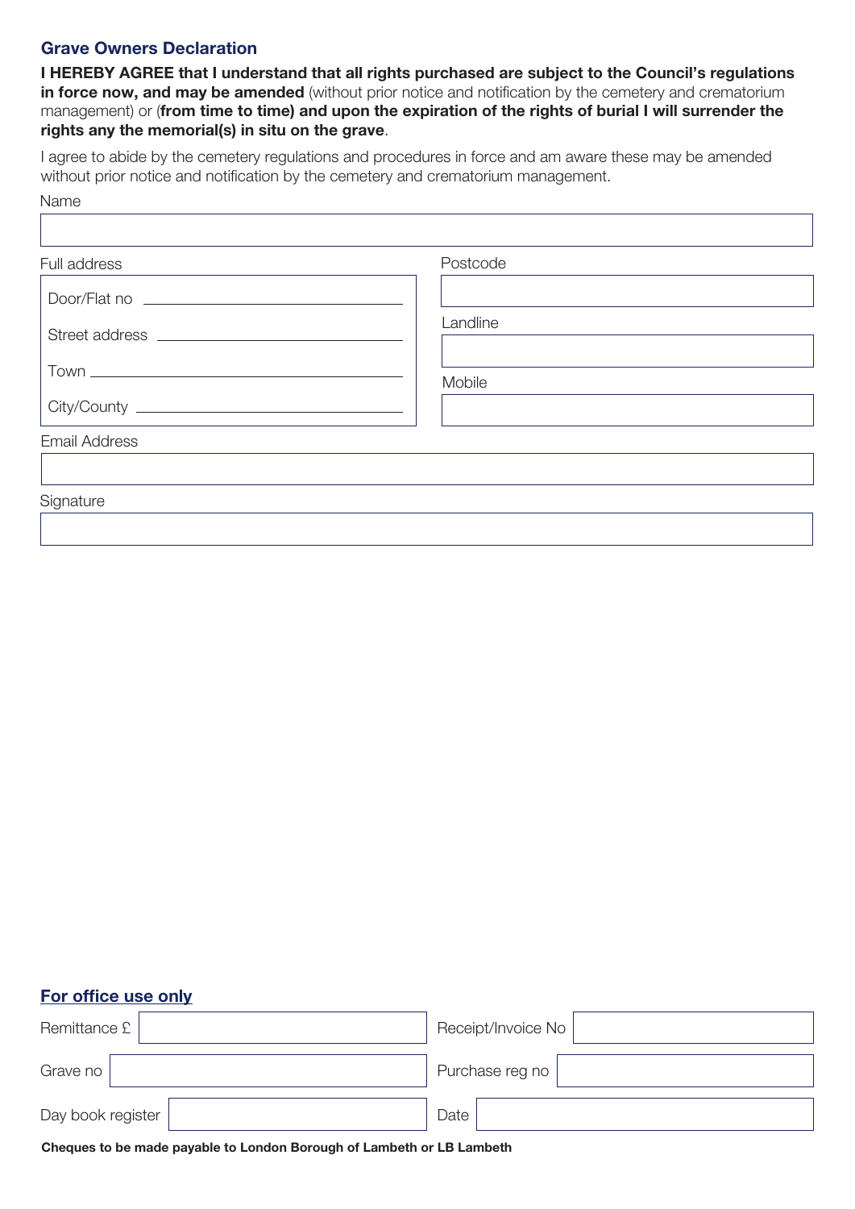### Grave Owners Declaration

**I HEREBY AGREE that I understand that all rights purchased are subject to the Council's regulations in force now, and may be amended** (without prior notice and notification by the cemetery and crematorium management) or (**from time to time) and upon the expiration of the rights of burial I will surrender the rights any the memorial(s) in situ on the grave**.

I agree to abide by the cemetery regulations and procedures in force and am aware these may be amended without prior notice and notification by the cemetery and crematorium management.

Name

Full address

Door/Flat no ______________________

Street address ______________________

Town ______________________

City/County ______________________

Postcode

Landline

Mobile

Email Address

Signature

## For office use only

| | | | |
|---|---|---|---|
| Remittance £ | | Receipt/Invoice No | |
| Grave no | | Purchase reg no | |
| Day book register | | Date | |

**Cheques to be made payable to London Borough of Lambeth or LB Lambeth**